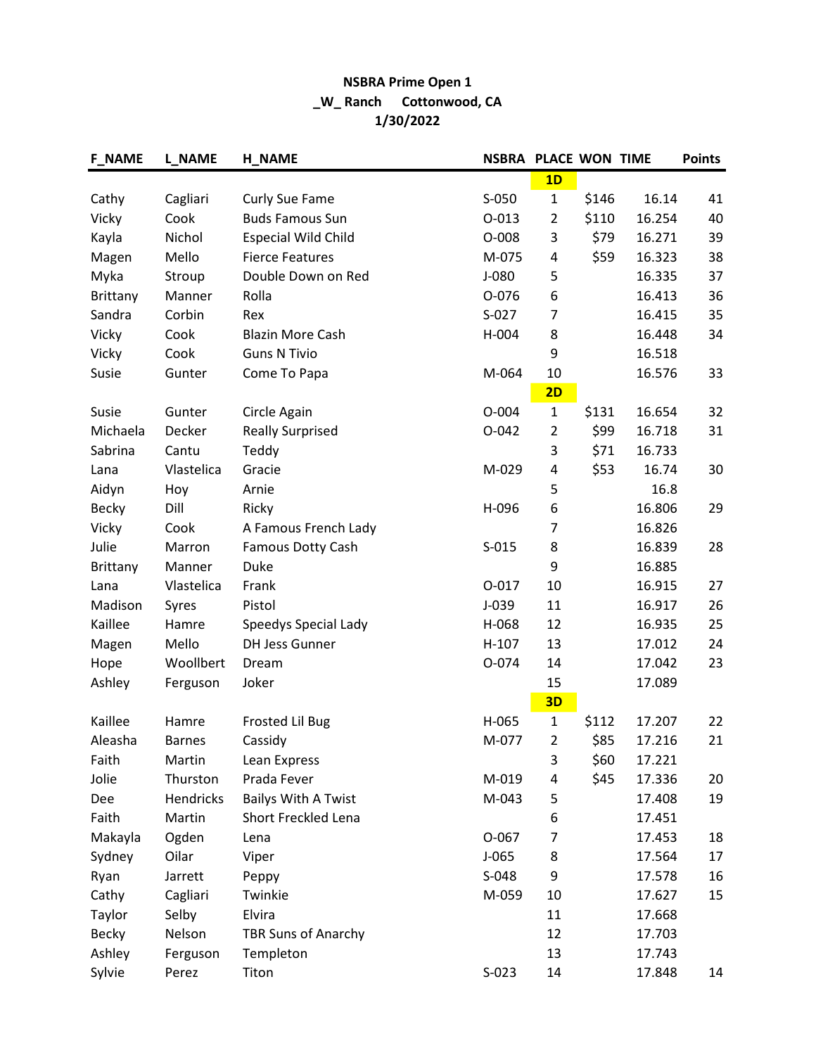**NSBRA Prime Open 1**

**\_W\_ Ranch Cottonwood, CA**

**1/30/2022**

| F_NAME | L_NAME | H_NAME | NSBRA | PLACE | WON | TIME | Points |
|---|---|---|---|---|---|---|---|
| | | | | **1D** | | | |
| Cathy | Cagliari | Curly Sue Fame | S-050 | 1 | $146 | 16.14 | 41 |
| Vicky | Cook | Buds Famous Sun | O-013 | 2 | $110 | 16.254 | 40 |
| Kayla | Nichol | Especial Wild Child | O-008 | 3 | $79 | 16.271 | 39 |
| Magen | Mello | Fierce Features | M-075 | 4 | $59 | 16.323 | 38 |
| Myka | Stroup | Double Down on Red | J-080 | 5 | | 16.335 | 37 |
| Brittany | Manner | Rolla | O-076 | 6 | | 16.413 | 36 |
| Sandra | Corbin | Rex | S-027 | 7 | | 16.415 | 35 |
| Vicky | Cook | Blazin More Cash | H-004 | 8 | | 16.448 | 34 |
| Vicky | Cook | Guns N Tivio | | 9 | | 16.518 | |
| Susie | Gunter | Come To Papa | M-064 | 10 | | 16.576 | 33 |
| | | | | **2D** | | | |
| Susie | Gunter | Circle Again | O-004 | 1 | $131 | 16.654 | 32 |
| Michaela | Decker | Really Surprised | O-042 | 2 | $99 | 16.718 | 31 |
| Sabrina | Cantu | Teddy | | 3 | $71 | 16.733 | |
| Lana | Vlastelica | Gracie | M-029 | 4 | $53 | 16.74 | 30 |
| Aidyn | Hoy | Arnie | | 5 | | 16.8 | |
| Becky | Dill | Ricky | H-096 | 6 | | 16.806 | 29 |
| Vicky | Cook | A Famous French Lady | | 7 | | 16.826 | |
| Julie | Marron | Famous Dotty Cash | S-015 | 8 | | 16.839 | 28 |
| Brittany | Manner | Duke | | 9 | | 16.885 | |
| Lana | Vlastelica | Frank | O-017 | 10 | | 16.915 | 27 |
| Madison | Syres | Pistol | J-039 | 11 | | 16.917 | 26 |
| Kaillee | Hamre | Speedys Special Lady | H-068 | 12 | | 16.935 | 25 |
| Magen | Mello | DH Jess Gunner | H-107 | 13 | | 17.012 | 24 |
| Hope | Woollbert | Dream | O-074 | 14 | | 17.042 | 23 |
| Ashley | Ferguson | Joker | | 15 | | 17.089 | |
| | | | | **3D** | | | |
| Kaillee | Hamre | Frosted Lil Bug | H-065 | 1 | $112 | 17.207 | 22 |
| Aleasha | Barnes | Cassidy | M-077 | 2 | $85 | 17.216 | 21 |
| Faith | Martin | Lean Express | | 3 | $60 | 17.221 | |
| Jolie | Thurston | Prada Fever | M-019 | 4 | $45 | 17.336 | 20 |
| Dee | Hendricks | Bailys With A Twist | M-043 | 5 | | 17.408 | 19 |
| Faith | Martin | Short Freckled Lena | | 6 | | 17.451 | |
| Makayla | Ogden | Lena | O-067 | 7 | | 17.453 | 18 |
| Sydney | Oilar | Viper | J-065 | 8 | | 17.564 | 17 |
| Ryan | Jarrett | Peppy | S-048 | 9 | | 17.578 | 16 |
| Cathy | Cagliari | Twinkie | M-059 | 10 | | 17.627 | 15 |
| Taylor | Selby | Elvira | | 11 | | 17.668 | |
| Becky | Nelson | TBR Suns of Anarchy | | 12 | | 17.703 | |
| Ashley | Ferguson | Templeton | | 13 | | 17.743 | |
| Sylvie | Perez | Titon | S-023 | 14 | | 17.848 | 14 |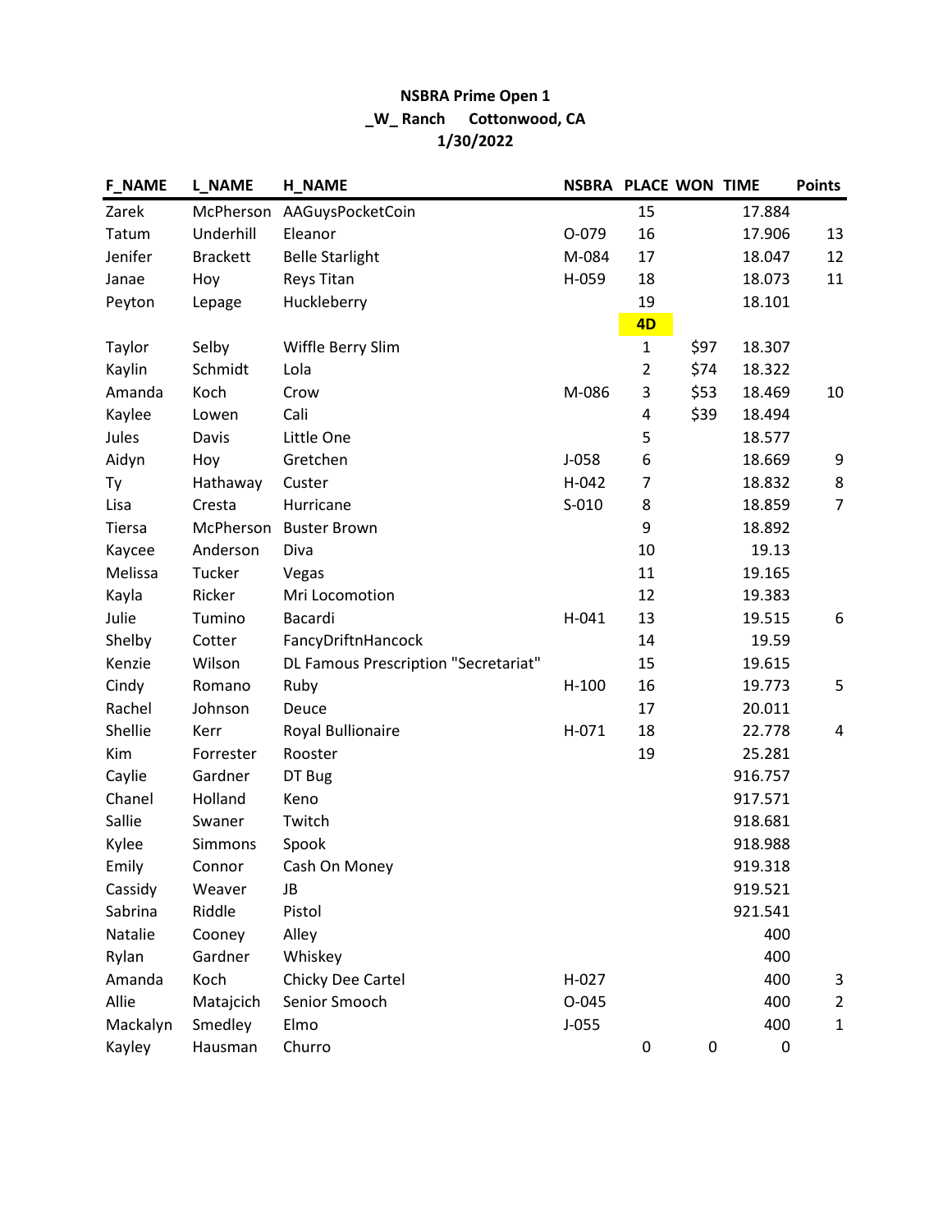**NSBRA Prime Open 1**
**_W_ Ranch Cottonwood, CA**
**1/30/2022**

| F_NAME | L_NAME | H_NAME | NSBRA | PLACE | WON | TIME | Points |
|---|---|---|---|---|---|---|---|
| Zarek | McPherson | AAGuysPocketCoin | | 15 | | 17.884 | |
| Tatum | Underhill | Eleanor | O-079 | 16 | | 17.906 | 13 |
| Jenifer | Brackett | Belle Starlight | M-084 | 17 | | 18.047 | 12 |
| Janae | Hoy | Reys Titan | H-059 | 18 | | 18.073 | 11 |
| Peyton | Lepage | Huckleberry | | 19 | | 18.101 | |
| | | | | **4D** | | | |
| Taylor | Selby | Wiffle Berry Slim | | 1 | $97 | 18.307 | |
| Kaylin | Schmidt | Lola | | 2 | $74 | 18.322 | |
| Amanda | Koch | Crow | M-086 | 3 | $53 | 18.469 | 10 |
| Kaylee | Lowen | Cali | | 4 | $39 | 18.494 | |
| Jules | Davis | Little One | | 5 | | 18.577 | |
| Aidyn | Hoy | Gretchen | J-058 | 6 | | 18.669 | 9 |
| Ty | Hathaway | Custer | H-042 | 7 | | 18.832 | 8 |
| Lisa | Cresta | Hurricane | S-010 | 8 | | 18.859 | 7 |
| Tiersa | McPherson | Buster Brown | | 9 | | 18.892 | |
| Kaycee | Anderson | Diva | | 10 | | 19.13 | |
| Melissa | Tucker | Vegas | | 11 | | 19.165 | |
| Kayla | Ricker | Mri Locomotion | | 12 | | 19.383 | |
| Julie | Tumino | Bacardi | H-041 | 13 | | 19.515 | 6 |
| Shelby | Cotter | FancyDriftnHancock | | 14 | | 19.59 | |
| Kenzie | Wilson | DL Famous Prescription "Secretariat" | | 15 | | 19.615 | |
| Cindy | Romano | Ruby | H-100 | 16 | | 19.773 | 5 |
| Rachel | Johnson | Deuce | | 17 | | 20.011 | |
| Shellie | Kerr | Royal Bullionaire | H-071 | 18 | | 22.778 | 4 |
| Kim | Forrester | Rooster | | 19 | | 25.281 | |
| Caylie | Gardner | DT Bug | | | | 916.757 | |
| Chanel | Holland | Keno | | | | 917.571 | |
| Sallie | Swaner | Twitch | | | | 918.681 | |
| Kylee | Simmons | Spook | | | | 918.988 | |
| Emily | Connor | Cash On Money | | | | 919.318 | |
| Cassidy | Weaver | JB | | | | 919.521 | |
| Sabrina | Riddle | Pistol | | | | 921.541 | |
| Natalie | Cooney | Alley | | | | 400 | |
| Rylan | Gardner | Whiskey | | | | 400 | |
| Amanda | Koch | Chicky Dee Cartel | H-027 | | | 400 | 3 |
| Allie | Matajcich | Senior Smooch | O-045 | | | 400 | 2 |
| Mackalyn | Smedley | Elmo | J-055 | | | 400 | 1 |
| Kayley | Hausman | Churro | | 0 | 0 | 0 | |